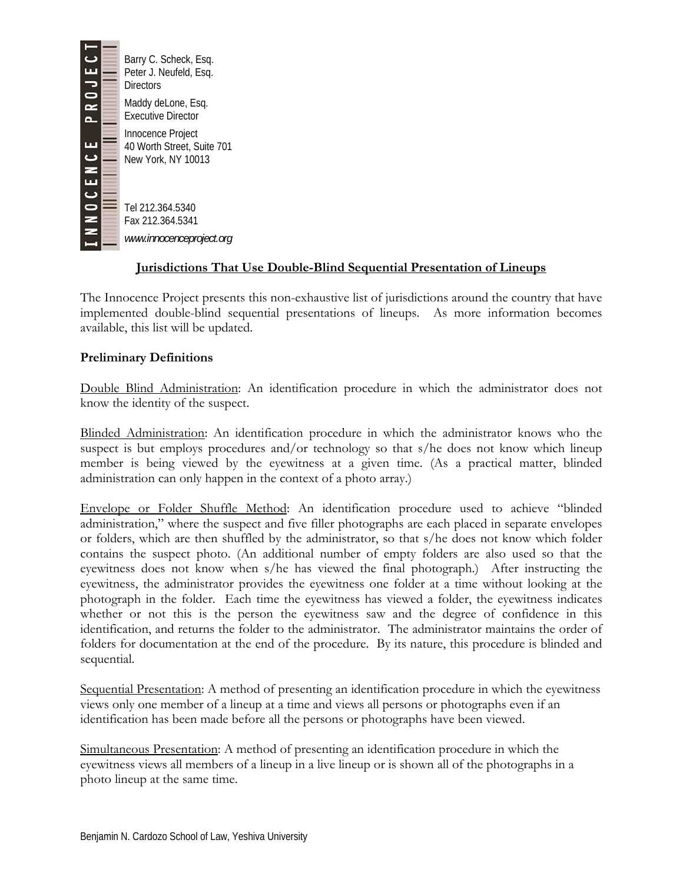INNOCENCE PROJECT

Barry C. Scheck, Esq.
Peter J. Neufeld, Esq.
Directors

Maddy deLone, Esq.
Executive Director

Innocence Project
40 Worth Street, Suite 701
New York, NY 10013

Tel 212.364.5340
Fax 212.364.5341
*www.innocenceproject.org*

## <u>Jurisdictions That Use Double-Blind Sequential Presentation of Lineups</u>

The Innocence Project presents this non-exhaustive list of jurisdictions around the country that have implemented double-blind sequential presentations of lineups. As more information becomes available, this list will be updated.

**Preliminary Definitions**

<u>Double Blind Administration</u>: An identification procedure in which the administrator does not know the identity of the suspect.

<u>Blinded Administration</u>: An identification procedure in which the administrator knows who the suspect is but employs procedures and/or technology so that s/he does not know which lineup member is being viewed by the eyewitness at a given time. (As a practical matter, blinded administration can only happen in the context of a photo array.)

<u>Envelope or Folder Shuffle Method</u>: An identification procedure used to achieve "blinded administration," where the suspect and five filler photographs are each placed in separate envelopes or folders, which are then shuffled by the administrator, so that s/he does not know which folder contains the suspect photo. (An additional number of empty folders are also used so that the eyewitness does not know when s/he has viewed the final photograph.) After instructing the eyewitness, the administrator provides the eyewitness one folder at a time without looking at the photograph in the folder. Each time the eyewitness has viewed a folder, the eyewitness indicates whether or not this is the person the eyewitness saw and the degree of confidence in this identification, and returns the folder to the administrator. The administrator maintains the order of folders for documentation at the end of the procedure. By its nature, this procedure is blinded and sequential.

<u>Sequential Presentation</u>: A method of presenting an identification procedure in which the eyewitness views only one member of a lineup at a time and views all persons or photographs even if an identification has been made before all the persons or photographs have been viewed.

<u>Simultaneous Presentation</u>: A method of presenting an identification procedure in which the eyewitness views all members of a lineup in a live lineup or is shown all of the photographs in a photo lineup at the same time.

Benjamin N. Cardozo School of Law, Yeshiva University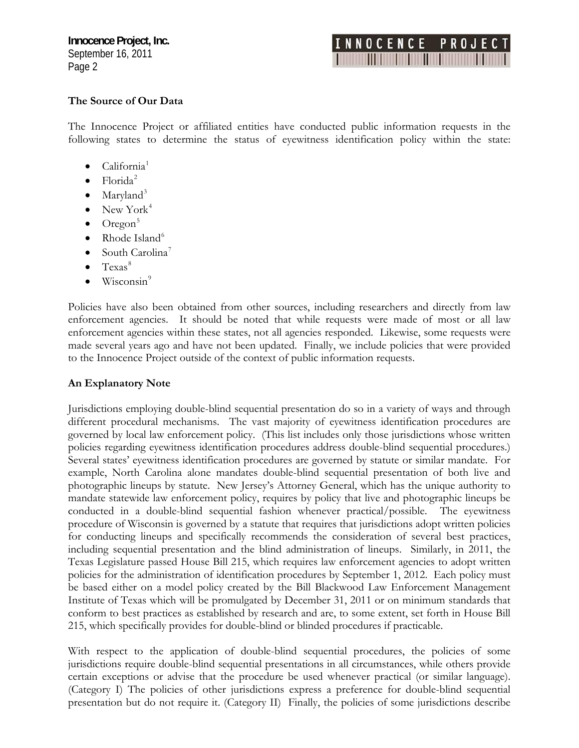### The Source of Our Data

The Innocence Project or affiliated entities have conducted public information requests in the following states to determine the status of eyewitness identification policy within the state:

- California[1]
- Florida[2]
- Maryland[3]
- New York[4]
- Oregon[5]
- Rhode Island[6]
- South Carolina[7]
- Texas[8]
- Wisconsin[9]

Policies have also been obtained from other sources, including researchers and directly from law enforcement agencies. It should be noted that while requests were made of most or all law enforcement agencies within these states, not all agencies responded. Likewise, some requests were made several years ago and have not been updated. Finally, we include policies that were provided to the Innocence Project outside of the context of public information requests.

### An Explanatory Note

Jurisdictions employing double-blind sequential presentation do so in a variety of ways and through different procedural mechanisms. The vast majority of eyewitness identification procedures are governed by local law enforcement policy. (This list includes only those jurisdictions whose written policies regarding eyewitness identification procedures address double-blind sequential procedures.) Several states' eyewitness identification procedures are governed by statute or similar mandate. For example, North Carolina alone mandates double-blind sequential presentation of both live and photographic lineups by statute. New Jersey's Attorney General, which has the unique authority to mandate statewide law enforcement policy, requires by policy that live and photographic lineups be conducted in a double-blind sequential fashion whenever practical/possible. The eyewitness procedure of Wisconsin is governed by a statute that requires that jurisdictions adopt written policies for conducting lineups and specifically recommends the consideration of several best practices, including sequential presentation and the blind administration of lineups. Similarly, in 2011, the Texas Legislature passed House Bill 215, which requires law enforcement agencies to adopt written policies for the administration of identification procedures by September 1, 2012. Each policy must be based either on a model policy created by the Bill Blackwood Law Enforcement Management Institute of Texas which will be promulgated by December 31, 2011 or on minimum standards that conform to best practices as established by research and are, to some extent, set forth in House Bill 215, which specifically provides for double-blind or blinded procedures if practicable.

With respect to the application of double-blind sequential procedures, the policies of some jurisdictions require double-blind sequential presentations in all circumstances, while others provide certain exceptions or advise that the procedure be used whenever practical (or similar language). (Category I) The policies of other jurisdictions express a preference for double-blind sequential presentation but do not require it. (Category II) Finally, the policies of some jurisdictions describe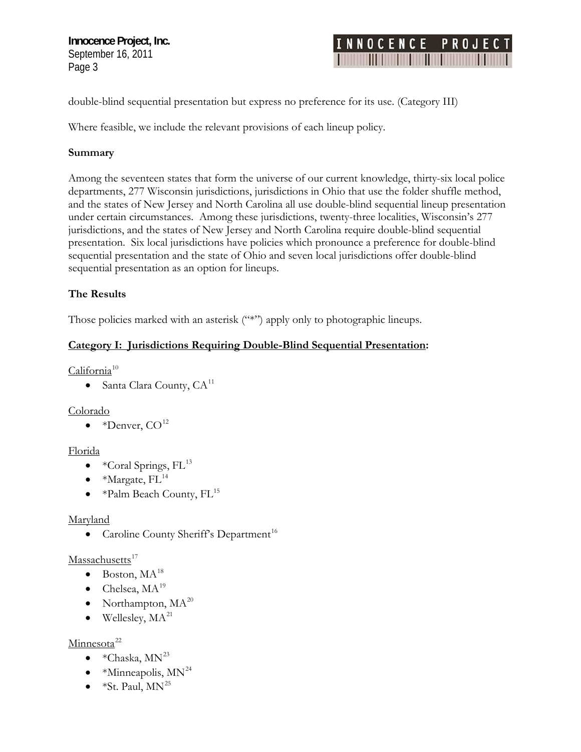double-blind sequential presentation but express no preference for its use. (Category III)

Where feasible, we include the relevant provisions of each lineup policy.

**Summary**

Among the seventeen states that form the universe of our current knowledge, thirty-six local police departments, 277 Wisconsin jurisdictions, jurisdictions in Ohio that use the folder shuffle method, and the states of New Jersey and North Carolina all use double-blind sequential lineup presentation under certain circumstances. Among these jurisdictions, twenty-three localities, Wisconsin's 277 jurisdictions, and the states of New Jersey and North Carolina require double-blind sequential presentation. Six local jurisdictions have policies which pronounce a preference for double-blind sequential presentation and the state of Ohio and seven local jurisdictions offer double-blind sequential presentation as an option for lineups.

**The Results**

Those policies marked with an asterisk ("*") apply only to photographic lineups.

**Category I: Jurisdictions Requiring Double-Blind Sequential Presentation:**

California[10]

- Santa Clara County, CA[11]

Colorado

- *Denver, CO[12]

Florida

- *Coral Springs, FL[13]
- *Margate, FL[14]
- *Palm Beach County, FL[15]

Maryland

- Caroline County Sheriff's Department[16]

Massachusetts[17]

- Boston, MA[18]
- Chelsea, MA[19]
- Northampton, MA[20]
- Wellesley, MA[21]

Minnesota[22]

- *Chaska, MN[23]
- *Minneapolis, MN[24]
- *St. Paul, MN[25]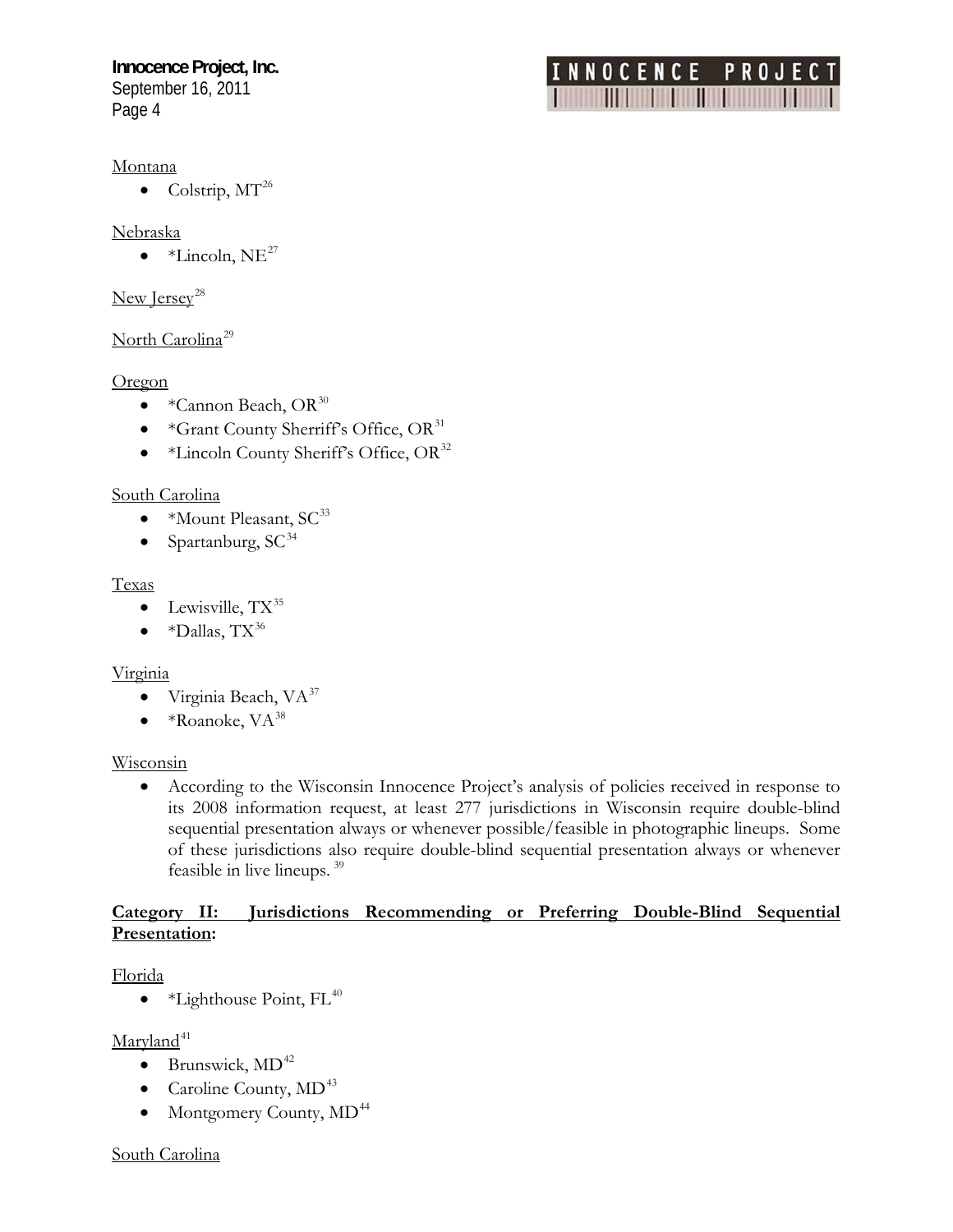Montana

- Colstrip, MT[26]

Nebraska

- *Lincoln, NE[27]

New Jersey[28]

North Carolina[29]

Oregon

- *Cannon Beach, OR[30]
- *Grant County Sherriff's Office, OR[31]
- *Lincoln County Sheriff's Office, OR[32]

South Carolina

- *Mount Pleasant, SC[33]
- Spartanburg, SC[34]

Texas

- Lewisville, TX[35]
- *Dallas, TX[36]

Virginia

- Virginia Beach, VA[37]
- *Roanoke, VA[38]

Wisconsin

- According to the Wisconsin Innocence Project's analysis of policies received in response to its 2008 information request, at least 277 jurisdictions in Wisconsin require double-blind sequential presentation always or whenever possible/feasible in photographic lineups. Some of these jurisdictions also require double-blind sequential presentation always or whenever feasible in live lineups. [39]

**Category II: Jurisdictions Recommending or Preferring Double-Blind Sequential Presentation:**

Florida

- *Lighthouse Point, FL[40]

Maryland[41]

- Brunswick, MD[42]
- Caroline County, MD[43]
- Montgomery County, MD[44]

South Carolina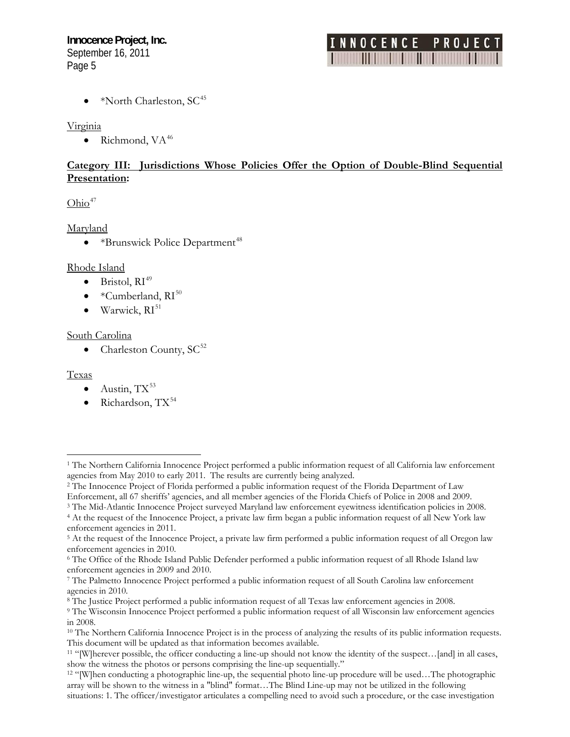- *North Charleston, SC[45]

Virginia

- Richmond, VA[46]

**Category III: Jurisdictions Whose Policies Offer the Option of Double-Blind Sequential Presentation:**

Ohio[47]

Maryland

- *Brunswick Police Department[48]

Rhode Island

- Bristol, RI[49]
- *Cumberland, RI[50]
- Warwick, RI[51]

South Carolina

- Charleston County, SC[52]

Texas

- Austin, TX[53]
- Richardson, TX[54]

---

[1] The Northern California Innocence Project performed a public information request of all California law enforcement agencies from May 2010 to early 2011. The results are currently being analyzed.

[2] The Innocence Project of Florida performed a public information request of the Florida Department of Law Enforcement, all 67 sheriffs' agencies, and all member agencies of the Florida Chiefs of Police in 2008 and 2009.

[3] The Mid-Atlantic Innocence Project surveyed Maryland law enforcement eyewitness identification policies in 2008.

[4] At the request of the Innocence Project, a private law firm began a public information request of all New York law enforcement agencies in 2011.

[5] At the request of the Innocence Project, a private law firm performed a public information request of all Oregon law enforcement agencies in 2010.

[6] The Office of the Rhode Island Public Defender performed a public information request of all Rhode Island law enforcement agencies in 2009 and 2010.

[7] The Palmetto Innocence Project performed a public information request of all South Carolina law enforcement agencies in 2010.

[8] The Justice Project performed a public information request of all Texas law enforcement agencies in 2008.

[9] The Wisconsin Innocence Project performed a public information request of all Wisconsin law enforcement agencies in 2008.

[10] The Northern California Innocence Project is in the process of analyzing the results of its public information requests. This document will be updated as that information becomes available.

[11] "[W]herever possible, the officer conducting a line-up should not know the identity of the suspect…[and] in all cases, show the witness the photos or persons comprising the line-up sequentially."

[12] "[W]hen conducting a photographic line-up, the sequential photo line-up procedure will be used…The photographic array will be shown to the witness in a "blind" format…The Blind Line-up may not be utilized in the following situations: 1. The officer/investigator articulates a compelling need to avoid such a procedure, or the case investigation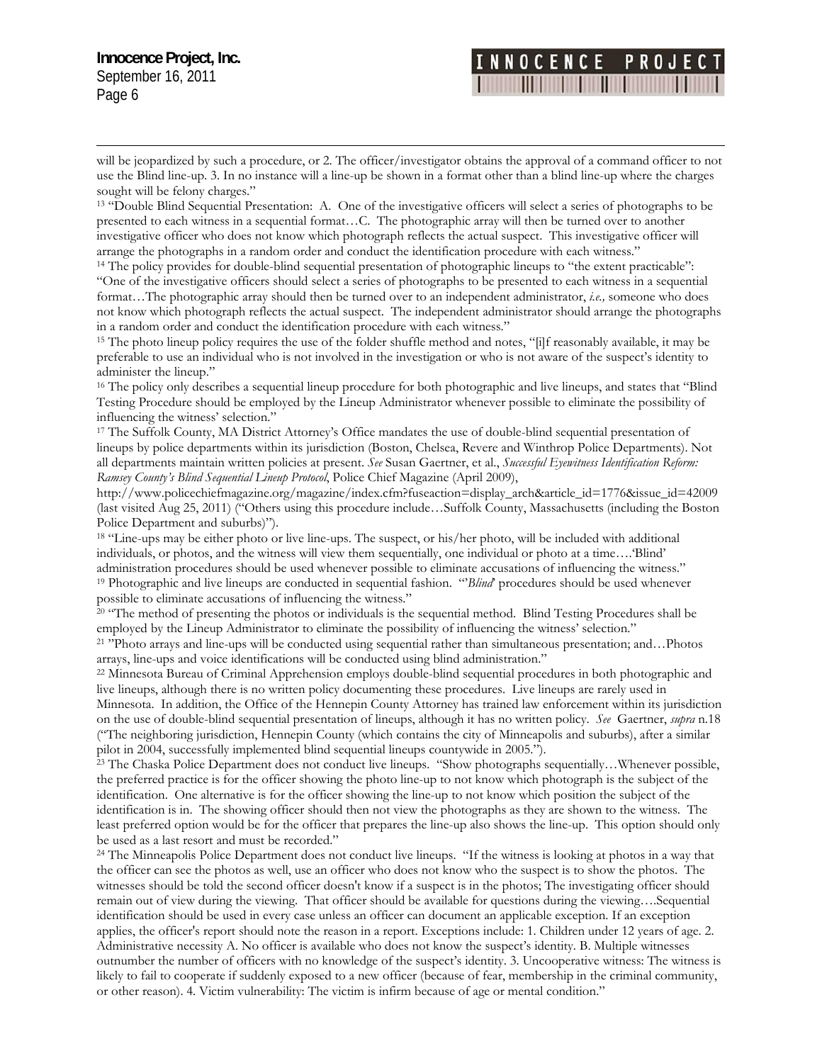will be jeopardized by such a procedure, or 2. The officer/investigator obtains the approval of a command officer to not use the Blind line-up. 3. In no instance will a line-up be shown in a format other than a blind line-up where the charges sought will be felony charges."

[13] "Double Blind Sequential Presentation: A. One of the investigative officers will select a series of photographs to be presented to each witness in a sequential format…C. The photographic array will then be turned over to another investigative officer who does not know which photograph reflects the actual suspect. This investigative officer will arrange the photographs in a random order and conduct the identification procedure with each witness."

[14] The policy provides for double-blind sequential presentation of photographic lineups to "the extent practicable": "One of the investigative officers should select a series of photographs to be presented to each witness in a sequential format…The photographic array should then be turned over to an independent administrator, *i.e.,* someone who does not know which photograph reflects the actual suspect. The independent administrator should arrange the photographs in a random order and conduct the identification procedure with each witness."

[15] The photo lineup policy requires the use of the folder shuffle method and notes, "[i]f reasonably available, it may be preferable to use an individual who is not involved in the investigation or who is not aware of the suspect's identity to administer the lineup."

[16] The policy only describes a sequential lineup procedure for both photographic and live lineups, and states that "Blind Testing Procedure should be employed by the Lineup Administrator whenever possible to eliminate the possibility of influencing the witness' selection."

[17] The Suffolk County, MA District Attorney's Office mandates the use of double-blind sequential presentation of lineups by police departments within its jurisdiction (Boston, Chelsea, Revere and Winthrop Police Departments). Not all departments maintain written policies at present. *See* Susan Gaertner, et al., *Successful Eyewitness Identification Reform: Ramsey County's Blind Sequential Lineup Protocol*, Police Chief Magazine (April 2009), http://www.policechiefmagazine.org/magazine/index.cfm?fuseaction=display_arch&article_id=1776&issue_id=42009 (last visited Aug 25, 2011) ("Others using this procedure include…Suffolk County, Massachusetts (including the Boston Police Department and suburbs)").

[18] "Line-ups may be either photo or live line-ups. The suspect, or his/her photo, will be included with additional individuals, or photos, and the witness will view them sequentially, one individual or photo at a time….'Blind' administration procedures should be used whenever possible to eliminate accusations of influencing the witness."

[19] Photographic and live lineups are conducted in sequential fashion. "'*Blind*' procedures should be used whenever possible to eliminate accusations of influencing the witness."

[20] "The method of presenting the photos or individuals is the sequential method. Blind Testing Procedures shall be employed by the Lineup Administrator to eliminate the possibility of influencing the witness' selection."

[21] "Photo arrays and line-ups will be conducted using sequential rather than simultaneous presentation; and…Photos arrays, line-ups and voice identifications will be conducted using blind administration."

[22] Minnesota Bureau of Criminal Apprehension employs double-blind sequential procedures in both photographic and live lineups, although there is no written policy documenting these procedures. Live lineups are rarely used in Minnesota. In addition, the Office of the Hennepin County Attorney has trained law enforcement within its jurisdiction on the use of double-blind sequential presentation of lineups, although it has no written policy. *See* Gaertner, *supra* n.18 ("The neighboring jurisdiction, Hennepin County (which contains the city of Minneapolis and suburbs), after a similar pilot in 2004, successfully implemented blind sequential lineups countywide in 2005.").

[23] The Chaska Police Department does not conduct live lineups. "Show photographs sequentially…Whenever possible, the preferred practice is for the officer showing the photo line-up to not know which photograph is the subject of the identification. One alternative is for the officer showing the line-up to not know which position the subject of the identification is in. The showing officer should then not view the photographs as they are shown to the witness. The least preferred option would be for the officer that prepares the line-up also shows the line-up. This option should only be used as a last resort and must be recorded."

[24] The Minneapolis Police Department does not conduct live lineups. "If the witness is looking at photos in a way that the officer can see the photos as well, use an officer who does not know who the suspect is to show the photos. The witnesses should be told the second officer doesn't know if a suspect is in the photos; The investigating officer should remain out of view during the viewing. That officer should be available for questions during the viewing….Sequential identification should be used in every case unless an officer can document an applicable exception. If an exception applies, the officer's report should note the reason in a report. Exceptions include: 1. Children under 12 years of age. 2. Administrative necessity A. No officer is available who does not know the suspect's identity. B. Multiple witnesses outnumber the number of officers with no knowledge of the suspect's identity. 3. Uncooperative witness: The witness is likely to fail to cooperate if suddenly exposed to a new officer (because of fear, membership in the criminal community, or other reason). 4. Victim vulnerability: The victim is infirm because of age or mental condition."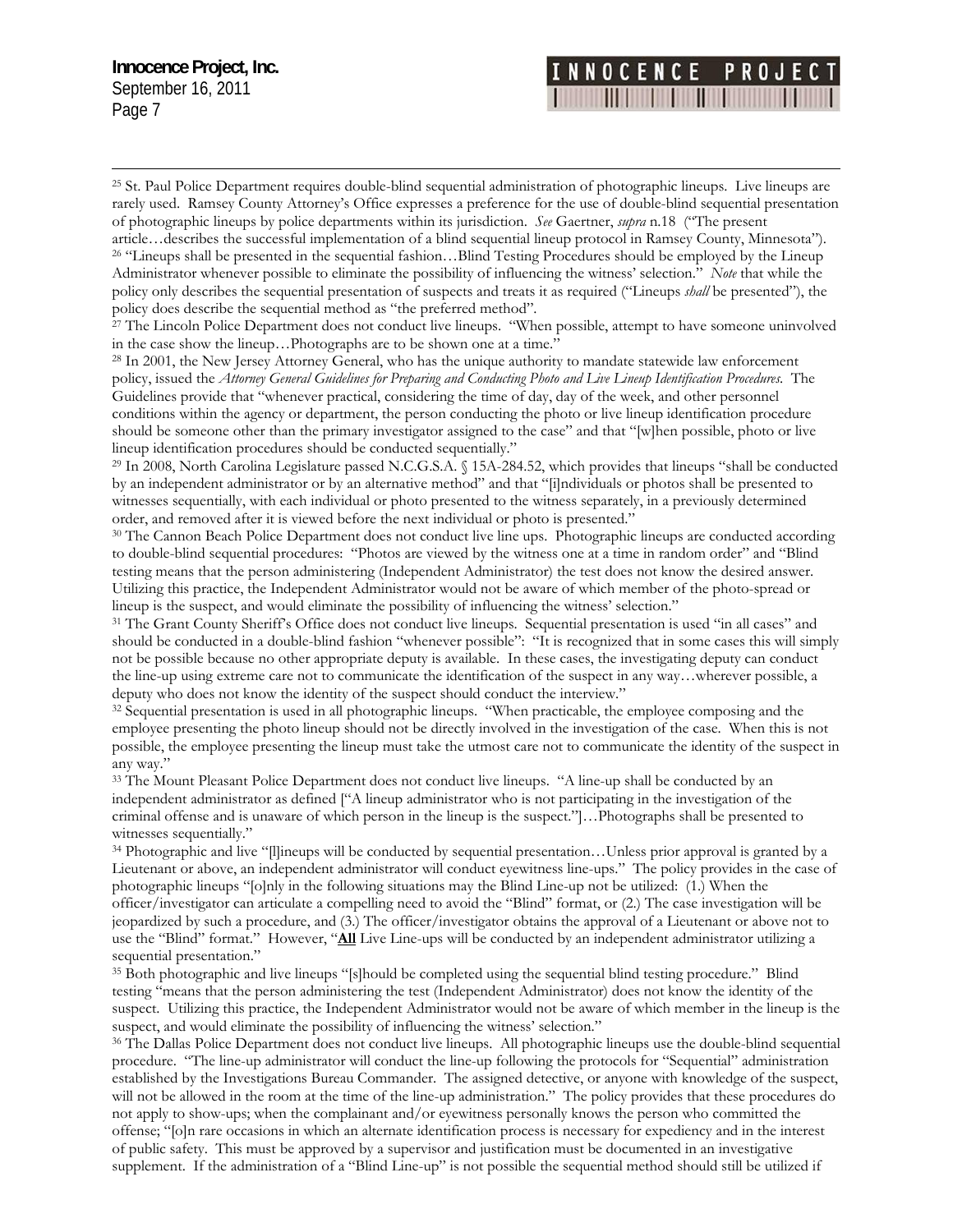[25] St. Paul Police Department requires double-blind sequential administration of photographic lineups. Live lineups are rarely used. Ramsey County Attorney's Office expresses a preference for the use of double-blind sequential presentation of photographic lineups by police departments within its jurisdiction. *See* Gaertner, *supra* n.18 ("The present article…describes the successful implementation of a blind sequential lineup protocol in Ramsey County, Minnesota").

[26] "Lineups shall be presented in the sequential fashion…Blind Testing Procedures should be employed by the Lineup Administrator whenever possible to eliminate the possibility of influencing the witness' selection." *Note* that while the policy only describes the sequential presentation of suspects and treats it as required ("Lineups *shall* be presented"), the policy does describe the sequential method as "the preferred method".

[27] The Lincoln Police Department does not conduct live lineups. "When possible, attempt to have someone uninvolved in the case show the lineup…Photographs are to be shown one at a time."

[28] In 2001, the New Jersey Attorney General, who has the unique authority to mandate statewide law enforcement policy, issued the *Attorney General Guidelines for Preparing and Conducting Photo and Live Lineup Identification Procedures*. The Guidelines provide that "whenever practical, considering the time of day, day of the week, and other personnel conditions within the agency or department, the person conducting the photo or live lineup identification procedure should be someone other than the primary investigator assigned to the case" and that "[w]hen possible, photo or live lineup identification procedures should be conducted sequentially."

[29] In 2008, North Carolina Legislature passed N.C.G.S.A. § 15A-284.52, which provides that lineups "shall be conducted by an independent administrator or by an alternative method" and that "[i]ndividuals or photos shall be presented to witnesses sequentially, with each individual or photo presented to the witness separately, in a previously determined order, and removed after it is viewed before the next individual or photo is presented."

[30] The Cannon Beach Police Department does not conduct live line ups. Photographic lineups are conducted according to double-blind sequential procedures: "Photos are viewed by the witness one at a time in random order" and "Blind testing means that the person administering (Independent Administrator) the test does not know the desired answer. Utilizing this practice, the Independent Administrator would not be aware of which member of the photo-spread or lineup is the suspect, and would eliminate the possibility of influencing the witness' selection."

[31] The Grant County Sheriff's Office does not conduct live lineups. Sequential presentation is used "in all cases" and should be conducted in a double-blind fashion "whenever possible": "It is recognized that in some cases this will simply not be possible because no other appropriate deputy is available. In these cases, the investigating deputy can conduct the line-up using extreme care not to communicate the identification of the suspect in any way…wherever possible, a deputy who does not know the identity of the suspect should conduct the interview."

[32] Sequential presentation is used in all photographic lineups. "When practicable, the employee composing and the employee presenting the photo lineup should not be directly involved in the investigation of the case. When this is not possible, the employee presenting the lineup must take the utmost care not to communicate the identity of the suspect in any way."

[33] The Mount Pleasant Police Department does not conduct live lineups. "A line-up shall be conducted by an independent administrator as defined ["A lineup administrator who is not participating in the investigation of the criminal offense and is unaware of which person in the lineup is the suspect."]…Photographs shall be presented to witnesses sequentially."

[34] Photographic and live "[l]ineups will be conducted by sequential presentation…Unless prior approval is granted by a Lieutenant or above, an independent administrator will conduct eyewitness line-ups." The policy provides in the case of photographic lineups "[o]nly in the following situations may the Blind Line-up not be utilized: (1.) When the officer/investigator can articulate a compelling need to avoid the "Blind" format, or (2.) The case investigation will be jeopardized by such a procedure, and (3.) The officer/investigator obtains the approval of a Lieutenant or above not to use the "Blind" format." However, "**All** Live Line-ups will be conducted by an independent administrator utilizing a sequential presentation."

[35] Both photographic and live lineups "[s]hould be completed using the sequential blind testing procedure." Blind testing "means that the person administering the test (Independent Administrator) does not know the identity of the suspect. Utilizing this practice, the Independent Administrator would not be aware of which member in the lineup is the suspect, and would eliminate the possibility of influencing the witness' selection."

[36] The Dallas Police Department does not conduct live lineups. All photographic lineups use the double-blind sequential procedure. "The line-up administrator will conduct the line-up following the protocols for "Sequential" administration established by the Investigations Bureau Commander. The assigned detective, or anyone with knowledge of the suspect, will not be allowed in the room at the time of the line-up administration." The policy provides that these procedures do not apply to show-ups; when the complainant and/or eyewitness personally knows the person who committed the offense; "[o]n rare occasions in which an alternate identification process is necessary for expediency and in the interest of public safety. This must be approved by a supervisor and justification must be documented in an investigative supplement. If the administration of a "Blind Line-up" is not possible the sequential method should still be utilized if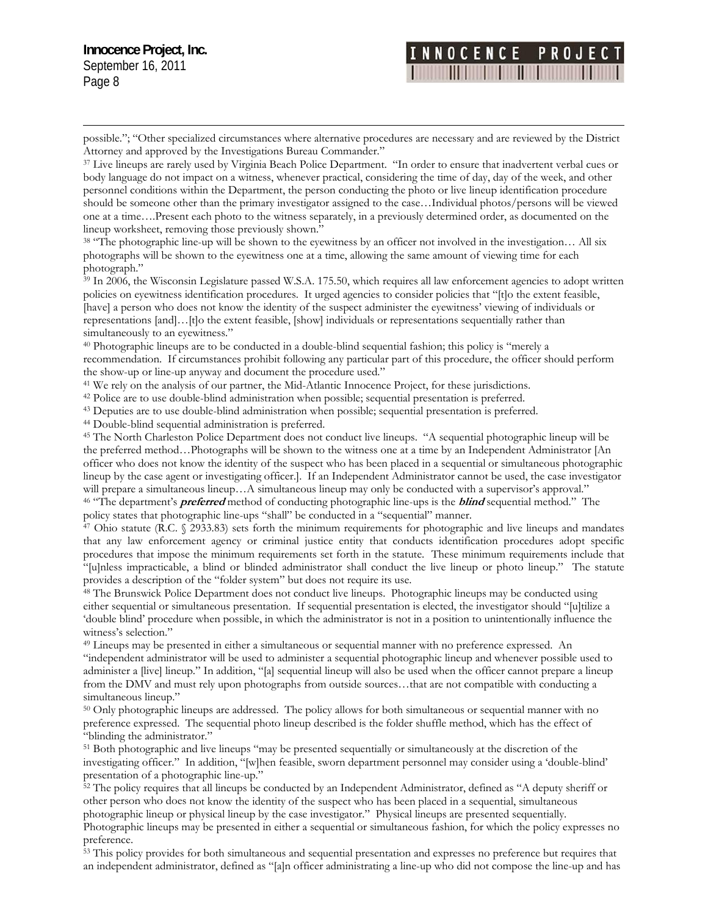possible."; "Other specialized circumstances where alternative procedures are necessary and are reviewed by the District Attorney and approved by the Investigations Bureau Commander."

[37] Live lineups are rarely used by Virginia Beach Police Department. "In order to ensure that inadvertent verbal cues or body language do not impact on a witness, whenever practical, considering the time of day, day of the week, and other personnel conditions within the Department, the person conducting the photo or live lineup identification procedure should be someone other than the primary investigator assigned to the case…Individual photos/persons will be viewed one at a time….Present each photo to the witness separately, in a previously determined order, as documented on the lineup worksheet, removing those previously shown."

[38] "The photographic line-up will be shown to the eyewitness by an officer not involved in the investigation… All six photographs will be shown to the eyewitness one at a time, allowing the same amount of viewing time for each photograph."

[39] In 2006, the Wisconsin Legislature passed W.S.A. 175.50, which requires all law enforcement agencies to adopt written policies on eyewitness identification procedures. It urged agencies to consider policies that "[t]o the extent feasible, [have] a person who does not know the identity of the suspect administer the eyewitness' viewing of individuals or representations [and]…[t]o the extent feasible, [show] individuals or representations sequentially rather than simultaneously to an eyewitness."

[40] Photographic lineups are to be conducted in a double-blind sequential fashion; this policy is "merely a recommendation. If circumstances prohibit following any particular part of this procedure, the officer should perform the show-up or line-up anyway and document the procedure used."

[41] We rely on the analysis of our partner, the Mid-Atlantic Innocence Project, for these jurisdictions.

[42] Police are to use double-blind administration when possible; sequential presentation is preferred.

[43] Deputies are to use double-blind administration when possible; sequential presentation is preferred.

[44] Double-blind sequential administration is preferred.

[45] The North Charleston Police Department does not conduct live lineups. "A sequential photographic lineup will be the preferred method…Photographs will be shown to the witness one at a time by an Independent Administrator [An officer who does not know the identity of the suspect who has been placed in a sequential or simultaneous photographic lineup by the case agent or investigating officer.]. If an Independent Administrator cannot be used, the case investigator will prepare a simultaneous lineup…A simultaneous lineup may only be conducted with a supervisor's approval."

[46] "The department's ***preferred*** method of conducting photographic line-ups is the ***blind*** sequential method." The policy states that photographic line-ups "shall" be conducted in a "sequential" manner.

[47] Ohio statute (R.C. § 2933.83) sets forth the minimum requirements for photographic and live lineups and mandates that any law enforcement agency or criminal justice entity that conducts identification procedures adopt specific procedures that impose the minimum requirements set forth in the statute. These minimum requirements include that "[u]nless impracticable, a blind or blinded administrator shall conduct the live lineup or photo lineup." The statute provides a description of the "folder system" but does not require its use.

[48] The Brunswick Police Department does not conduct live lineups. Photographic lineups may be conducted using either sequential or simultaneous presentation. If sequential presentation is elected, the investigator should "[u]tilize a 'double blind' procedure when possible, in which the administrator is not in a position to unintentionally influence the witness's selection."

[49] Lineups may be presented in either a simultaneous or sequential manner with no preference expressed. An "independent administrator will be used to administer a sequential photographic lineup and whenever possible used to administer a [live] lineup." In addition, "[a] sequential lineup will also be used when the officer cannot prepare a lineup from the DMV and must rely upon photographs from outside sources…that are not compatible with conducting a simultaneous lineup."

[50] Only photographic lineups are addressed. The policy allows for both simultaneous or sequential manner with no preference expressed. The sequential photo lineup described is the folder shuffle method, which has the effect of "blinding the administrator."

[51] Both photographic and live lineups "may be presented sequentially or simultaneously at the discretion of the investigating officer." In addition, "[w]hen feasible, sworn department personnel may consider using a 'double-blind' presentation of a photographic line-up."

[52] The policy requires that all lineups be conducted by an Independent Administrator, defined as "A deputy sheriff or other person who does not know the identity of the suspect who has been placed in a sequential, simultaneous photographic lineup or physical lineup by the case investigator." Physical lineups are presented sequentially. Photographic lineups may be presented in either a sequential or simultaneous fashion, for which the policy expresses no preference.

[53] This policy provides for both simultaneous and sequential presentation and expresses no preference but requires that an independent administrator, defined as "[a]n officer administrating a line-up who did not compose the line-up and has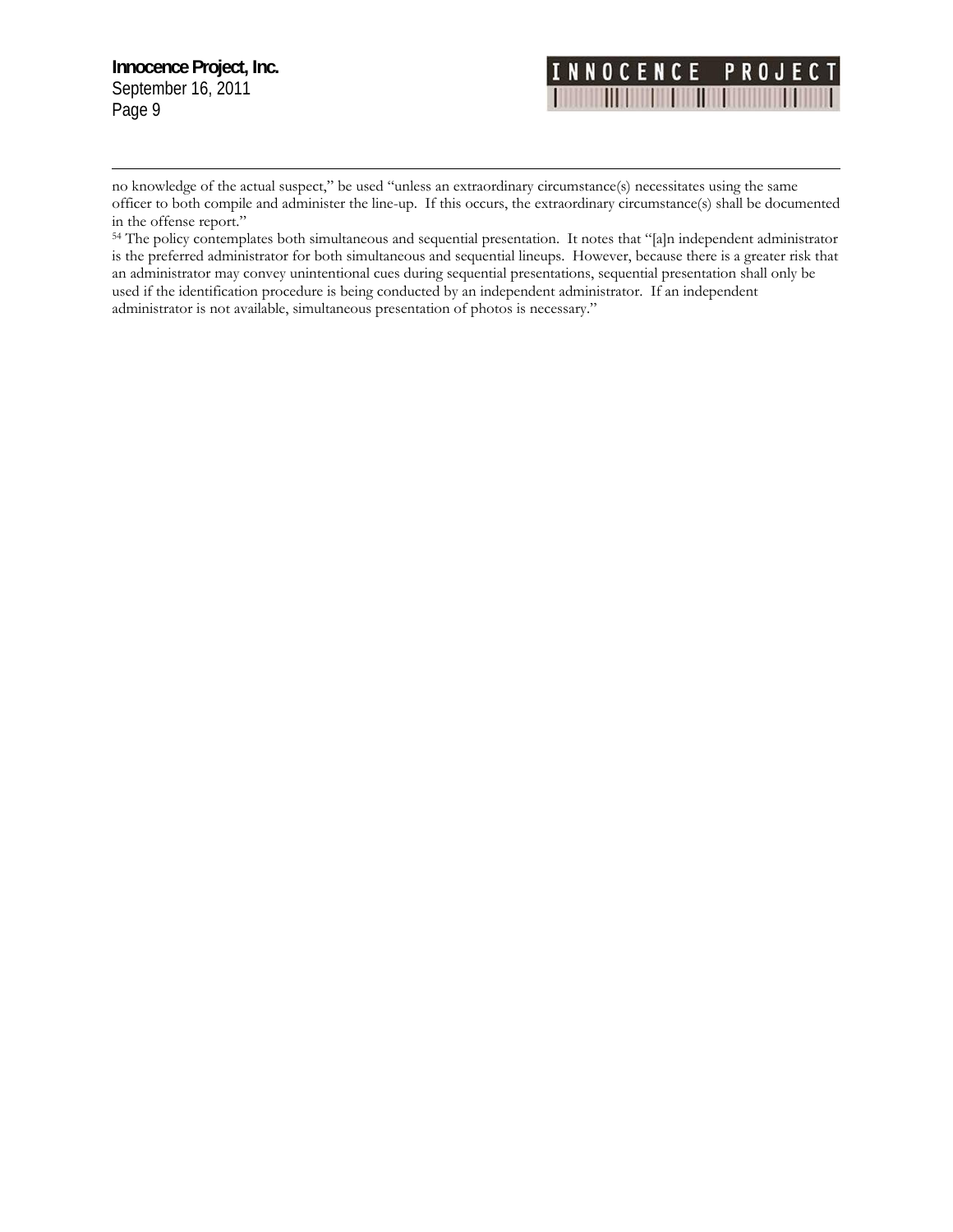no knowledge of the actual suspect," be used "unless an extraordinary circumstance(s) necessitates using the same officer to both compile and administer the line-up. If this occurs, the extraordinary circumstance(s) shall be documented in the offense report."

[54] The policy contemplates both simultaneous and sequential presentation. It notes that "[a]n independent administrator is the preferred administrator for both simultaneous and sequential lineups. However, because there is a greater risk that an administrator may convey unintentional cues during sequential presentations, sequential presentation shall only be used if the identification procedure is being conducted by an independent administrator. If an independent administrator is not available, simultaneous presentation of photos is necessary."